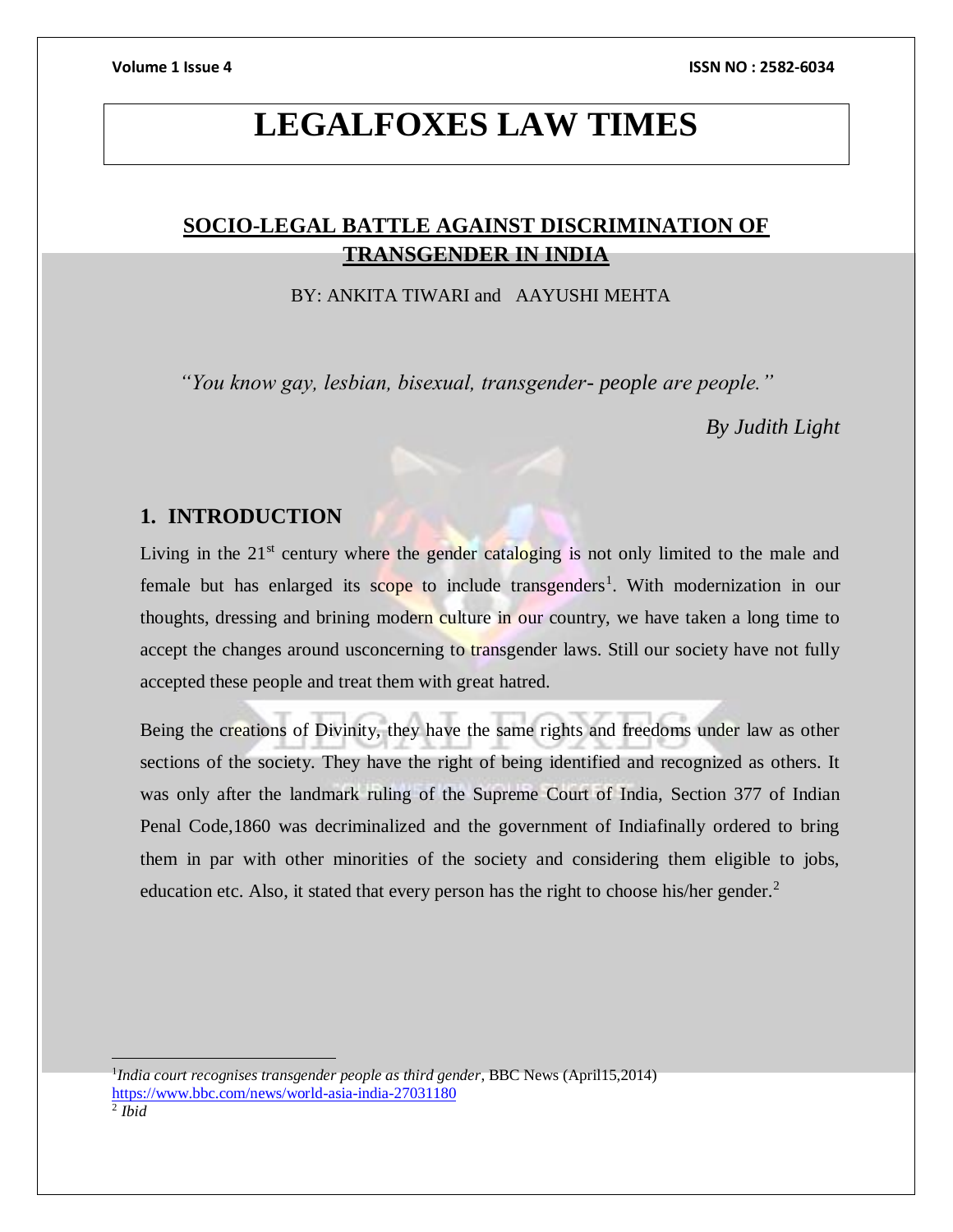# LEGALFOXES LAW TIMES

## SOCIO-LEGAL BATTLE AGAINST DISCRIMINATION OF TRANSGENDER IN INDIA

BY: ANKITA TIWARI and AAYUSHI MEHTA

*"You know gay, lesbian, bisexual, transgender- people are people."*

*By Judith Light*

## 1. INTRODUCTION

Living in the 21st century where the gender cataloging is not only limited to the male and female but has enlarged its scope to include transgenders[1]. With modernization in our thoughts, dressing and brining modern culture in our country, we have taken a long time to accept the changes around usconcerning to transgender laws. Still our society have not fully accepted these people and treat them with great hatred.

Being the creations of Divinity, they have the same rights and freedoms under law as other sections of the society. They have the right of being identified and recognized as others. It was only after the landmark ruling of the Supreme Court of India, Section 377 of Indian Penal Code,1860 was decriminalized and the government of Indiafinally ordered to bring them in par with other minorities of the society and considering them eligible to jobs, education etc. Also, it stated that every person has the right to choose his/her gender.[2]

---

[1] *India court recognises transgender people as third gender*, BBC News (April15,2014) https://www.bbc.com/news/world-asia-india-27031180

[2] *Ibid*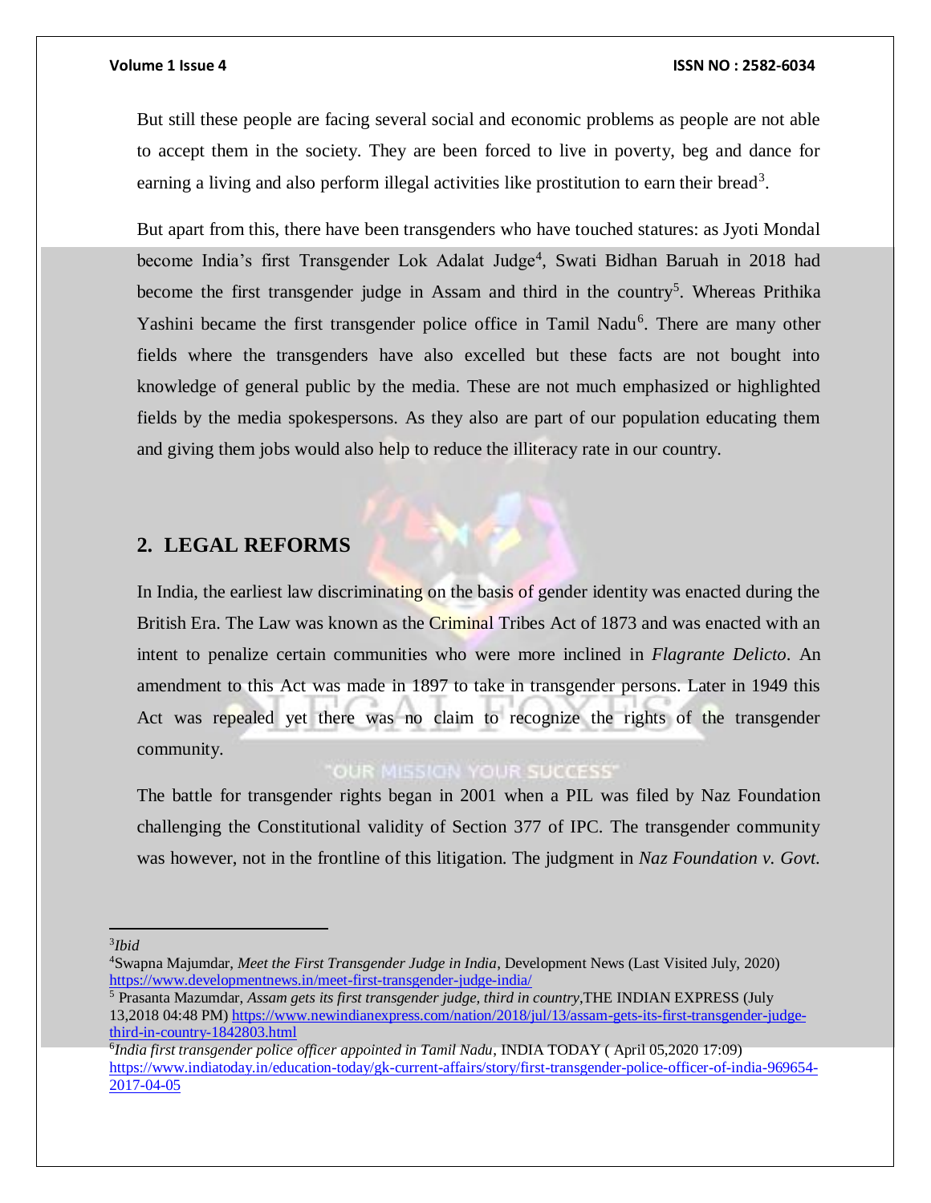But still these people are facing several social and economic problems as people are not able to accept them in the society. They are been forced to live in poverty, beg and dance for earning a living and also perform illegal activities like prostitution to earn their bread[3].

But apart from this, there have been transgenders who have touched statures: as Jyoti Mondal become India's first Transgender Lok Adalat Judge[4], Swati Bidhan Baruah in 2018 had become the first transgender judge in Assam and third in the country[5]. Whereas Prithika Yashini became the first transgender police office in Tamil Nadu[6]. There are many other fields where the transgenders have also excelled but these facts are not bought into knowledge of general public by the media. These are not much emphasized or highlighted fields by the media spokespersons. As they also are part of our population educating them and giving them jobs would also help to reduce the illiteracy rate in our country.

## 2. LEGAL REFORMS

In India, the earliest law discriminating on the basis of gender identity was enacted during the British Era. The Law was known as the Criminal Tribes Act of 1873 and was enacted with an intent to penalize certain communities who were more inclined in *Flagrante Delicto*. An amendment to this Act was made in 1897 to take in transgender persons. Later in 1949 this Act was repealed yet there was no claim to recognize the rights of the transgender community.

The battle for transgender rights began in 2001 when a PIL was filed by Naz Foundation challenging the Constitutional validity of Section 377 of IPC. The transgender community was however, not in the frontline of this litigation. The judgment in *Naz Foundation v. Govt.*

---

[3] *Ibid*

[4] Swapna Majumdar, *Meet the First Transgender Judge in India*, Development News (Last Visited July, 2020) https://www.developmentnews.in/meet-first-transgender-judge-india/

[5] Prasanta Mazumdar, *Assam gets its first transgender judge, third in country*, THE INDIAN EXPRESS (July 13,2018 04:48 PM) https://www.newindianexpress.com/nation/2018/jul/13/assam-gets-its-first-transgender-judge-third-in-country-1842803.html

[6] *India first transgender police officer appointed in Tamil Nadu*, INDIA TODAY ( April 05,2020 17:09) https://www.indiatoday.in/education-today/gk-current-affairs/story/first-transgender-police-officer-of-india-969654-2017-04-05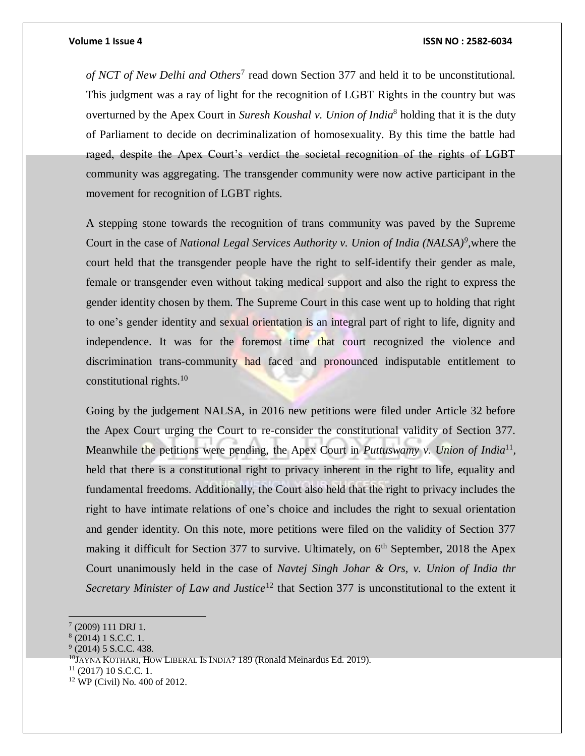*of NCT of New Delhi and Others*[7] read down Section 377 and held it to be unconstitutional. This judgment was a ray of light for the recognition of LGBT Rights in the country but was overturned by the Apex Court in *Suresh Koushal v. Union of India*[8] holding that it is the duty of Parliament to decide on decriminalization of homosexuality. By this time the battle had raged, despite the Apex Court's verdict the societal recognition of the rights of LGBT community was aggregating. The transgender community were now active participant in the movement for recognition of LGBT rights.

A stepping stone towards the recognition of trans community was paved by the Supreme Court in the case of *National Legal Services Authority v. Union of India (NALSA)*[9],where the court held that the transgender people have the right to self-identify their gender as male, female or transgender even without taking medical support and also the right to express the gender identity chosen by them. The Supreme Court in this case went up to holding that right to one's gender identity and sexual orientation is an integral part of right to life, dignity and independence. It was for the foremost time that court recognized the violence and discrimination trans-community had faced and pronounced indisputable entitlement to constitutional rights.[10]

Going by the judgement NALSA, in 2016 new petitions were filed under Article 32 before the Apex Court urging the Court to re-consider the constitutional validity of Section 377. Meanwhile the petitions were pending, the Apex Court in *Puttuswamy v. Union of India*[11], held that there is a constitutional right to privacy inherent in the right to life, equality and fundamental freedoms. Additionally, the Court also held that the right to privacy includes the right to have intimate relations of one's choice and includes the right to sexual orientation and gender identity. On this note, more petitions were filed on the validity of Section 377 making it difficult for Section 377 to survive. Ultimately, on 6th September, 2018 the Apex Court unanimously held in the case of *Navtej Singh Johar & Ors, v. Union of India thr Secretary Minister of Law and Justice*[12] that Section 377 is unconstitutional to the extent it

---

[7] (2009) 111 DRJ 1.

[8] (2014) 1 S.C.C. 1.

[9] (2014) 5 S.C.C. 438.

[10] JAYNA KOTHARI, HOW LIBERAL IS INDIA? 189 (Ronald Meinardus Ed. 2019).

[11] (2017) 10 S.C.C. 1.

[12] WP (Civil) No. 400 of 2012.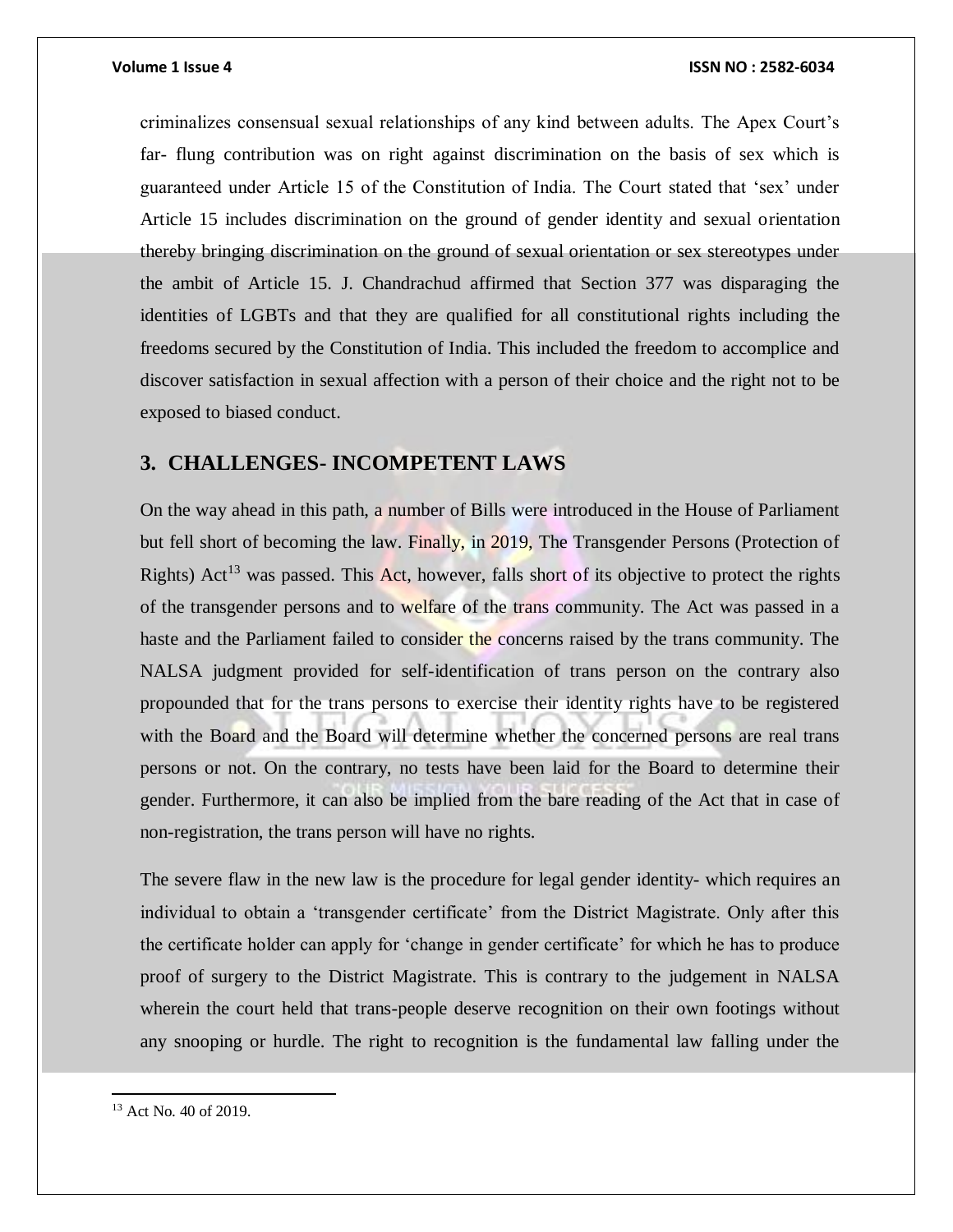criminalizes consensual sexual relationships of any kind between adults. The Apex Court's far- flung contribution was on right against discrimination on the basis of sex which is guaranteed under Article 15 of the Constitution of India. The Court stated that 'sex' under Article 15 includes discrimination on the ground of gender identity and sexual orientation thereby bringing discrimination on the ground of sexual orientation or sex stereotypes under the ambit of Article 15. J. Chandrachud affirmed that Section 377 was disparaging the identities of LGBTs and that they are qualified for all constitutional rights including the freedoms secured by the Constitution of India. This included the freedom to accomplice and discover satisfaction in sexual affection with a person of their choice and the right not to be exposed to biased conduct.

## 3. CHALLENGES- INCOMPETENT LAWS

On the way ahead in this path, a number of Bills were introduced in the House of Parliament but fell short of becoming the law. Finally, in 2019, The Transgender Persons (Protection of Rights) Act[13] was passed. This Act, however, falls short of its objective to protect the rights of the transgender persons and to welfare of the trans community. The Act was passed in a haste and the Parliament failed to consider the concerns raised by the trans community. The NALSA judgment provided for self-identification of trans person on the contrary also propounded that for the trans persons to exercise their identity rights have to be registered with the Board and the Board will determine whether the concerned persons are real trans persons or not. On the contrary, no tests have been laid for the Board to determine their gender. Furthermore, it can also be implied from the bare reading of the Act that in case of non-registration, the trans person will have no rights.

The severe flaw in the new law is the procedure for legal gender identity- which requires an individual to obtain a 'transgender certificate' from the District Magistrate. Only after this the certificate holder can apply for 'change in gender certificate' for which he has to produce proof of surgery to the District Magistrate. This is contrary to the judgement in NALSA wherein the court held that trans-people deserve recognition on their own footings without any snooping or hurdle. The right to recognition is the fundamental law falling under the

---

[13] Act No. 40 of 2019.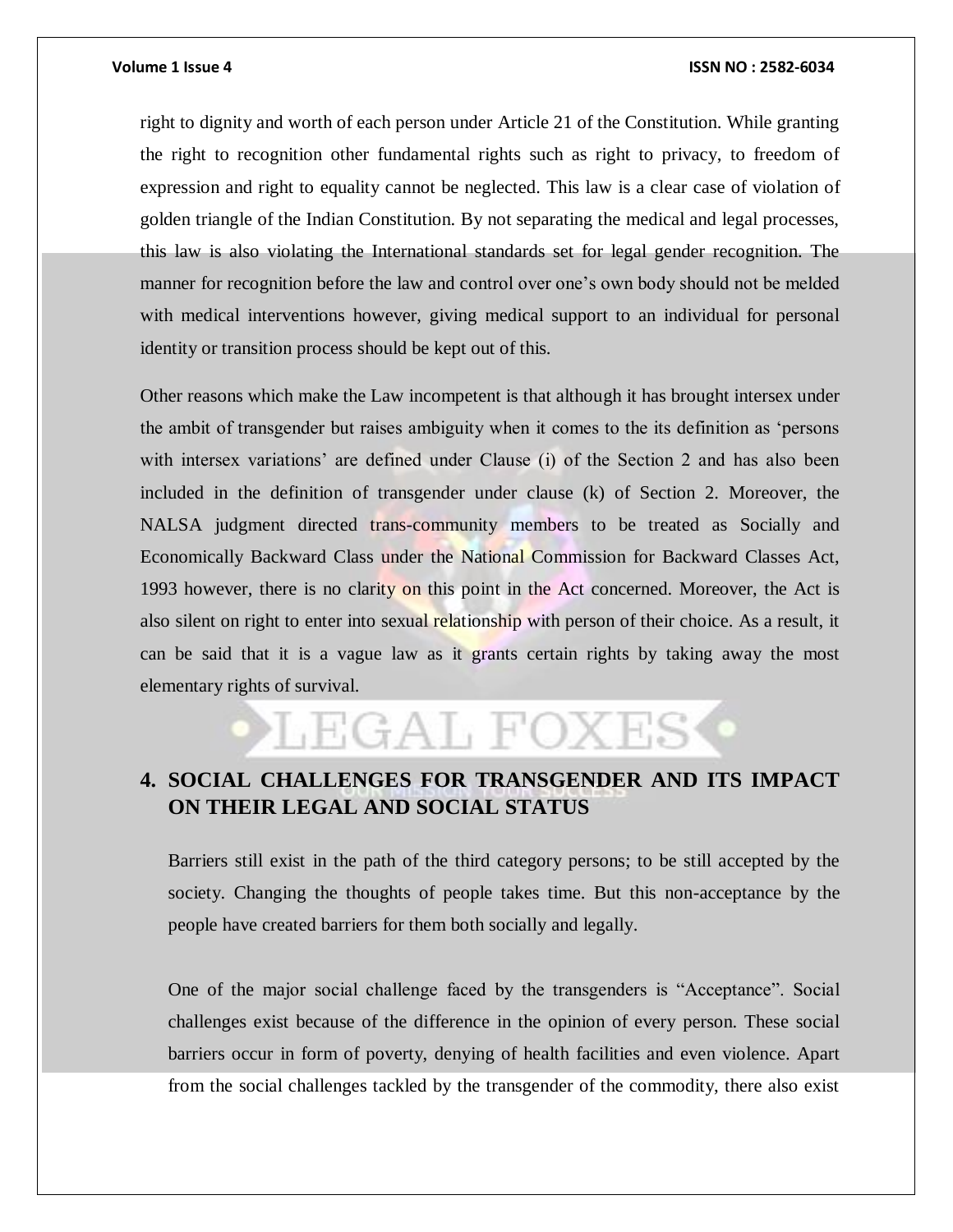right to dignity and worth of each person under Article 21 of the Constitution. While granting the right to recognition other fundamental rights such as right to privacy, to freedom of expression and right to equality cannot be neglected. This law is a clear case of violation of golden triangle of the Indian Constitution. By not separating the medical and legal processes, this law is also violating the International standards set for legal gender recognition. The manner for recognition before the law and control over one's own body should not be melded with medical interventions however, giving medical support to an individual for personal identity or transition process should be kept out of this.

Other reasons which make the Law incompetent is that although it has brought intersex under the ambit of transgender but raises ambiguity when it comes to the its definition as 'persons with intersex variations' are defined under Clause (i) of the Section 2 and has also been included in the definition of transgender under clause (k) of Section 2. Moreover, the NALSA judgment directed trans-community members to be treated as Socially and Economically Backward Class under the National Commission for Backward Classes Act, 1993 however, there is no clarity on this point in the Act concerned. Moreover, the Act is also silent on right to enter into sexual relationship with person of their choice. As a result, it can be said that it is a vague law as it grants certain rights by taking away the most elementary rights of survival.

## 4. SOCIAL CHALLENGES FOR TRANSGENDER AND ITS IMPACT ON THEIR LEGAL AND SOCIAL STATUS

Barriers still exist in the path of the third category persons; to be still accepted by the society. Changing the thoughts of people takes time. But this non-acceptance by the people have created barriers for them both socially and legally.

One of the major social challenge faced by the transgenders is "Acceptance". Social challenges exist because of the difference in the opinion of every person. These social barriers occur in form of poverty, denying of health facilities and even violence. Apart from the social challenges tackled by the transgender of the commodity, there also exist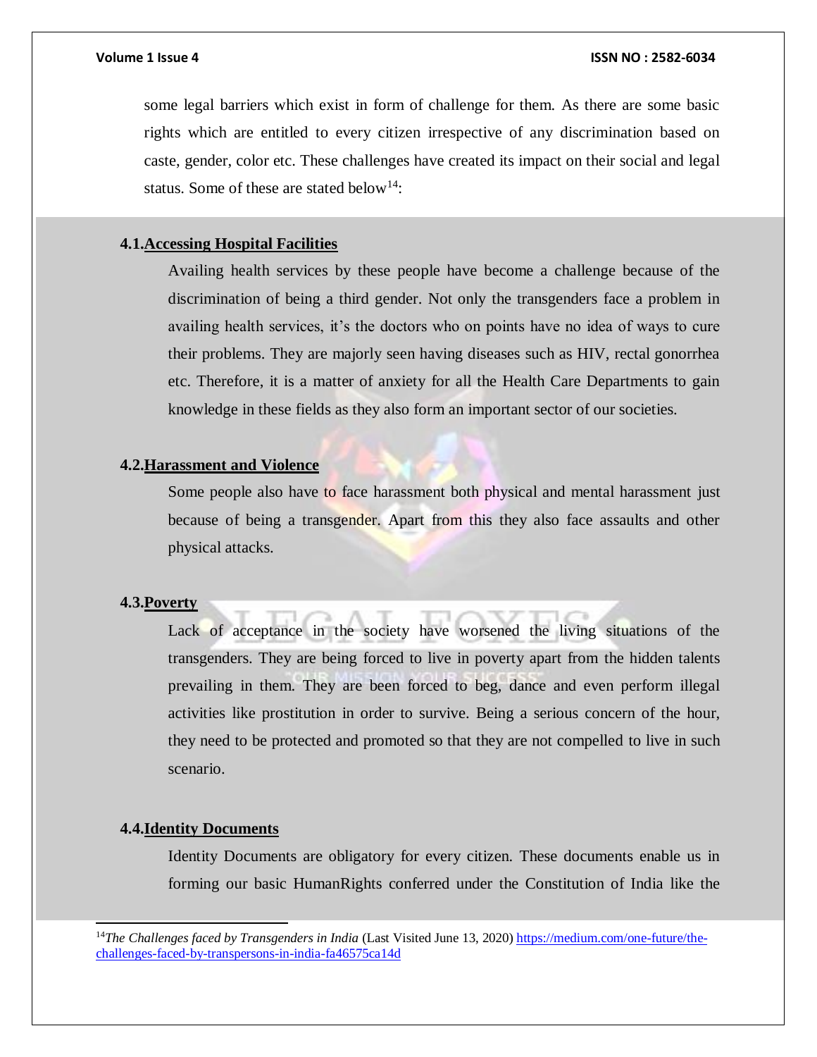some legal barriers which exist in form of challenge for them. As there are some basic rights which are entitled to every citizen irrespective of any discrimination based on caste, gender, color etc. These challenges have created its impact on their social and legal status. Some of these are stated below[14]:

### 4.1. Accessing Hospital Facilities

Availing health services by these people have become a challenge because of the discrimination of being a third gender. Not only the transgenders face a problem in availing health services, it's the doctors who on points have no idea of ways to cure their problems. They are majorly seen having diseases such as HIV, rectal gonorrhea etc. Therefore, it is a matter of anxiety for all the Health Care Departments to gain knowledge in these fields as they also form an important sector of our societies.

### 4.2. Harassment and Violence

Some people also have to face harassment both physical and mental harassment just because of being a transgender. Apart from this they also face assaults and other physical attacks.

### 4.3. Poverty

Lack of acceptance in the society have worsened the living situations of the transgenders. They are being forced to live in poverty apart from the hidden talents prevailing in them. They are been forced to beg, dance and even perform illegal activities like prostitution in order to survive. Being a serious concern of the hour, they need to be protected and promoted so that they are not compelled to live in such scenario.

### 4.4. Identity Documents

Identity Documents are obligatory for every citizen. These documents enable us in forming our basic HumanRights conferred under the Constitution of India like the

---

[14] *The Challenges faced by Transgenders in India* (Last Visited June 13, 2020) https://medium.com/one-future/the-challenges-faced-by-transpersons-in-india-fa46575ca14d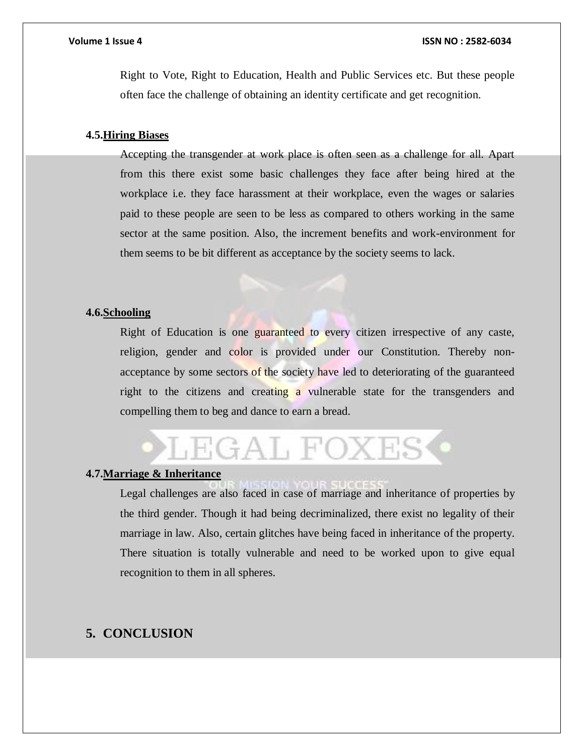Right to Vote, Right to Education, Health and Public Services etc. But these people often face the challenge of obtaining an identity certificate and get recognition.

### 4.5. Hiring Biases

Accepting the transgender at work place is often seen as a challenge for all. Apart from this there exist some basic challenges they face after being hired at the workplace i.e. they face harassment at their workplace, even the wages or salaries paid to these people are seen to be less as compared to others working in the same sector at the same position. Also, the increment benefits and work-environment for them seems to be bit different as acceptance by the society seems to lack.

### 4.6. Schooling

Right of Education is one guaranteed to every citizen irrespective of any caste, religion, gender and color is provided under our Constitution. Thereby non-acceptance by some sectors of the society have led to deteriorating of the guaranteed right to the citizens and creating a vulnerable state for the transgenders and compelling them to beg and dance to earn a bread.

### 4.7. Marriage & Inheritance

Legal challenges are also faced in case of marriage and inheritance of properties by the third gender. Though it had being decriminalized, there exist no legality of their marriage in law. Also, certain glitches have being faced in inheritance of the property. There situation is totally vulnerable and need to be worked upon to give equal recognition to them in all spheres.

## 5. CONCLUSION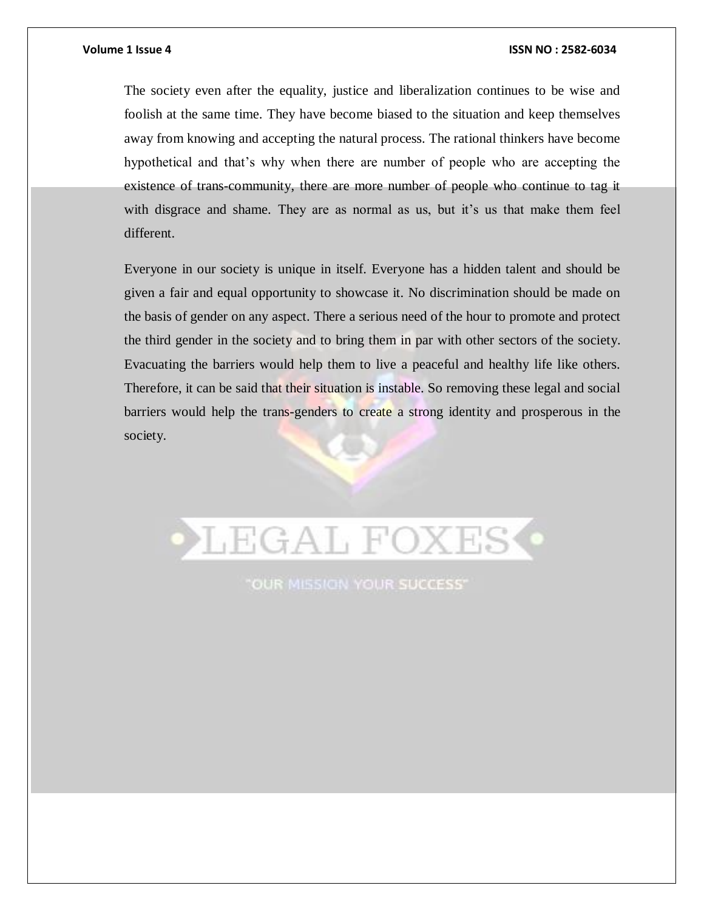The society even after the equality, justice and liberalization continues to be wise and foolish at the same time. They have become biased to the situation and keep themselves away from knowing and accepting the natural process. The rational thinkers have become hypothetical and that's why when there are number of people who are accepting the existence of trans-community, there are more number of people who continue to tag it with disgrace and shame. They are as normal as us, but it's us that make them feel different.

Everyone in our society is unique in itself. Everyone has a hidden talent and should be given a fair and equal opportunity to showcase it. No discrimination should be made on the basis of gender on any aspect. There a serious need of the hour to promote and protect the third gender in the society and to bring them in par with other sectors of the society. Evacuating the barriers would help them to live a peaceful and healthy life like others. Therefore, it can be said that their situation is instable. So removing these legal and social barriers would help the trans-genders to create a strong identity and prosperous in the society.